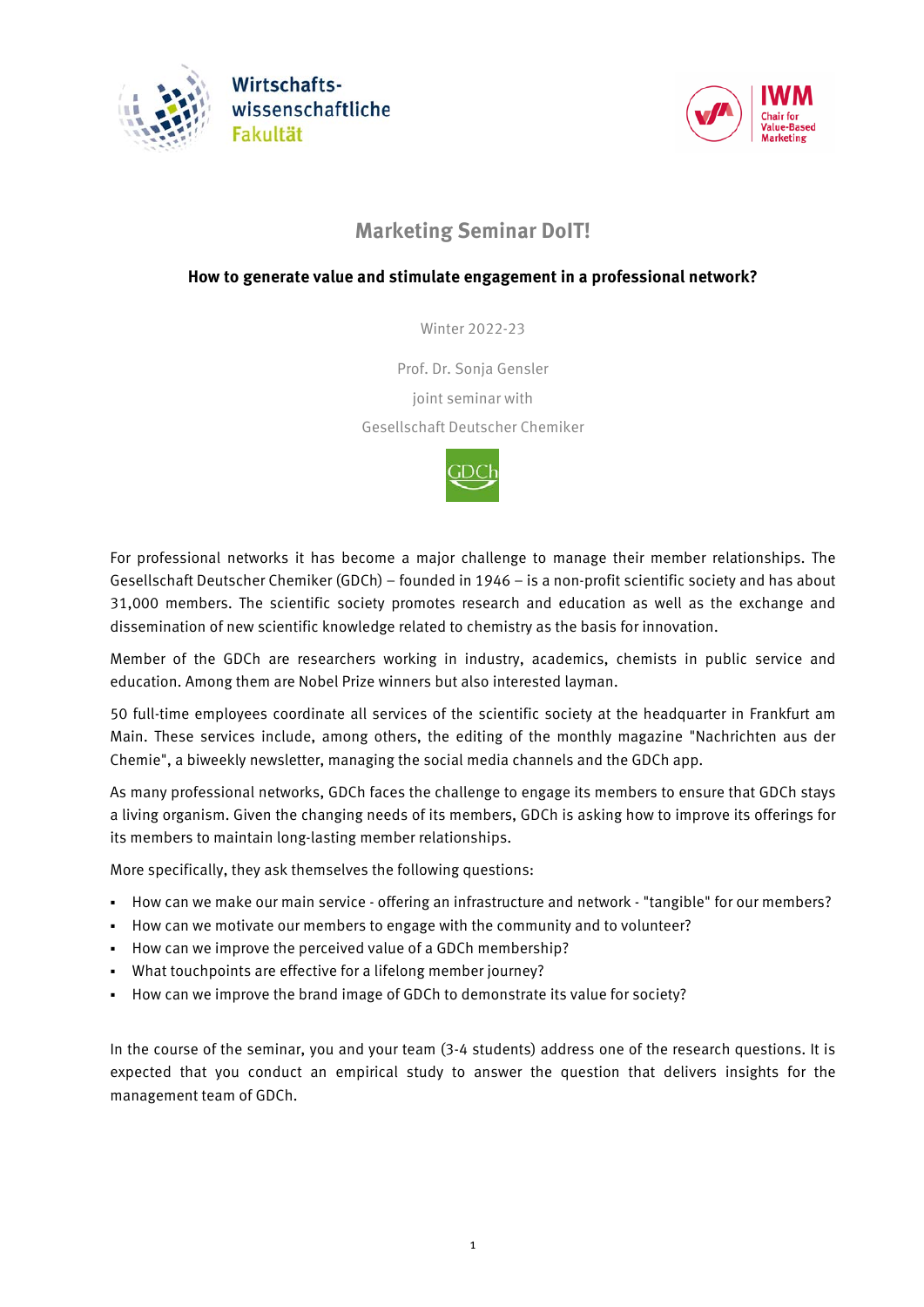Wirtschafts-
wissenschaftliche
Fakultät

IWM
Chair for
Value-Based
Marketing

# Marketing Seminar DoIT!

**How to generate value and stimulate engagement in a professional network?**

Winter 2022-23

Prof. Dr. Sonja Gensler

joint seminar with

Gesellschaft Deutscher Chemiker

GDCh

For professional networks it has become a major challenge to manage their member relationships. The Gesellschaft Deutscher Chemiker (GDCh) – founded in 1946 – is a non-profit scientific society and has about 31,000 members. The scientific society promotes research and education as well as the exchange and dissemination of new scientific knowledge related to chemistry as the basis for innovation.

Member of the GDCh are researchers working in industry, academics, chemists in public service and education. Among them are Nobel Prize winners but also interested layman.

50 full-time employees coordinate all services of the scientific society at the headquarter in Frankfurt am Main. These services include, among others, the editing of the monthly magazine "Nachrichten aus der Chemie", a biweekly newsletter, managing the social media channels and the GDCh app.

As many professional networks, GDCh faces the challenge to engage its members to ensure that GDCh stays a living organism. Given the changing needs of its members, GDCh is asking how to improve its offerings for its members to maintain long-lasting member relationships.

More specifically, they ask themselves the following questions:

- How can we make our main service - offering an infrastructure and network - "tangible" for our members?
- How can we motivate our members to engage with the community and to volunteer?
- How can we improve the perceived value of a GDCh membership?
- What touchpoints are effective for a lifelong member journey?
- How can we improve the brand image of GDCh to demonstrate its value for society?

In the course of the seminar, you and your team (3-4 students) address one of the research questions. It is expected that you conduct an empirical study to answer the question that delivers insights for the management team of GDCh.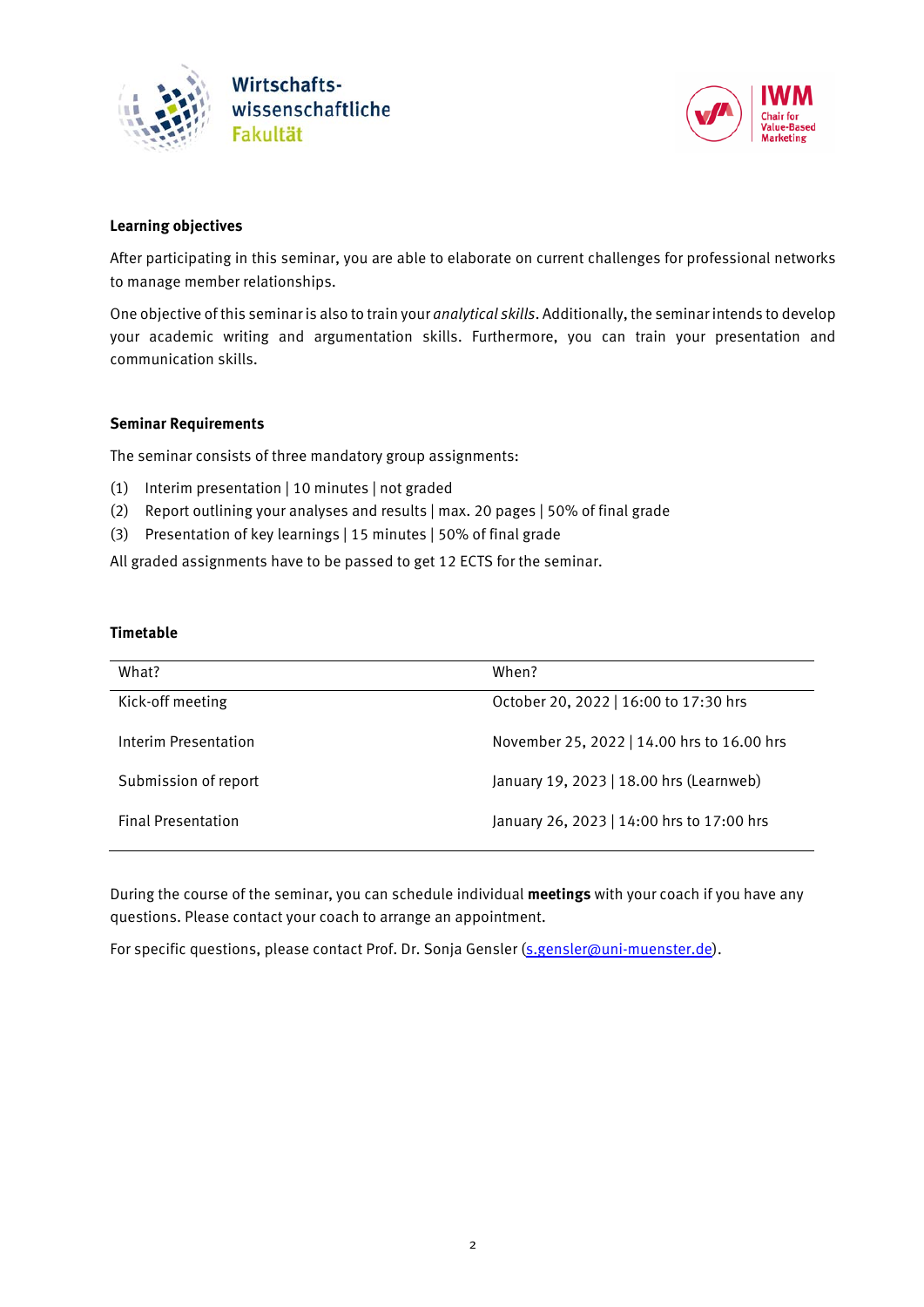**Learning objectives**

After participating in this seminar, you are able to elaborate on current challenges for professional networks to manage member relationships.

One objective of this seminar is also to train your *analytical skills*. Additionally, the seminar intends to develop your academic writing and argumentation skills. Furthermore, you can train your presentation and communication skills.

**Seminar Requirements**

The seminar consists of three mandatory group assignments:

(1) Interim presentation | 10 minutes | not graded
(2) Report outlining your analyses and results | max. 20 pages | 50% of final grade
(3) Presentation of key learnings | 15 minutes | 50% of final grade

All graded assignments have to be passed to get 12 ECTS for the seminar.

**Timetable**

| What? | When? |
|---|---|
| Kick-off meeting | October 20, 2022 \| 16:00 to 17:30 hrs |
| Interim Presentation | November 25, 2022 \| 14.00 hrs to 16.00 hrs |
| Submission of report | January 19, 2023 \| 18.00 hrs (Learnweb) |
| Final Presentation | January 26, 2023 \| 14:00 hrs to 17:00 hrs |

During the course of the seminar, you can schedule individual **meetings** with your coach if you have any questions. Please contact your coach to arrange an appointment.

For specific questions, please contact Prof. Dr. Sonja Gensler (s.gensler@uni-muenster.de).